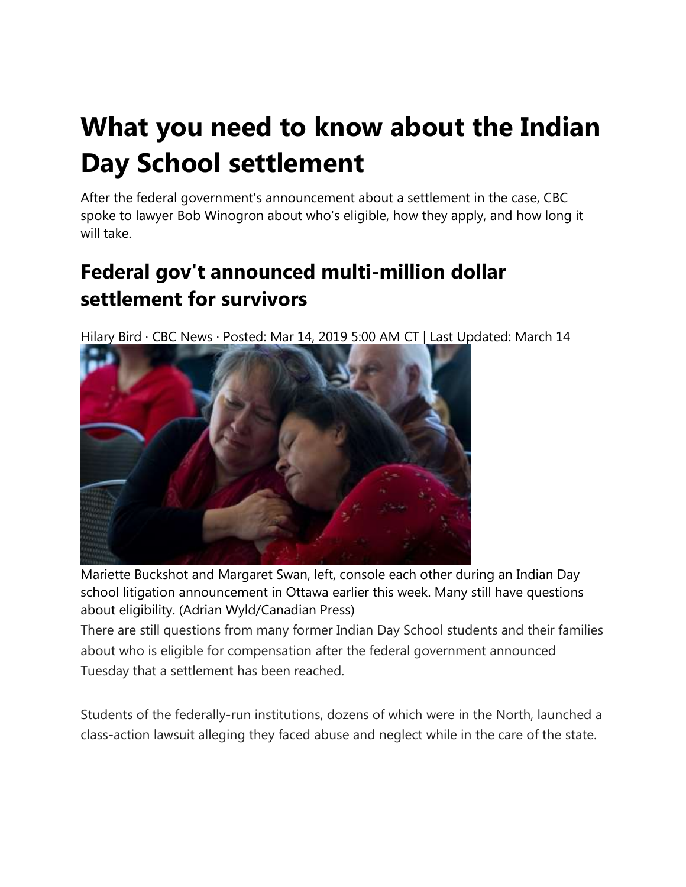# What you need to know about the Indian Day School settlement

After the federal government's announcement about a settlement in the case, CBC spoke to lawyer Bob Winogron about who's eligible, how they apply, and how long it will take.

## Federal gov't announced multi-million dollar settlement for survivors

Hilary Bird · CBC News · Posted: Mar 14, 2019 5:00 AM CT | Last Updated: March 14

Mariette Buckshot and Margaret Swan, left, console each other during an Indian Day school litigation announcement in Ottawa earlier this week. Many still have questions about eligibility. (Adrian Wyld/Canadian Press)

There are still questions from many former Indian Day School students and their families about who is eligible for compensation after the federal government announced Tuesday that a settlement has been reached.

Students of the federally-run institutions, dozens of which were in the North, launched a class-action lawsuit alleging they faced abuse and neglect while in the care of the state.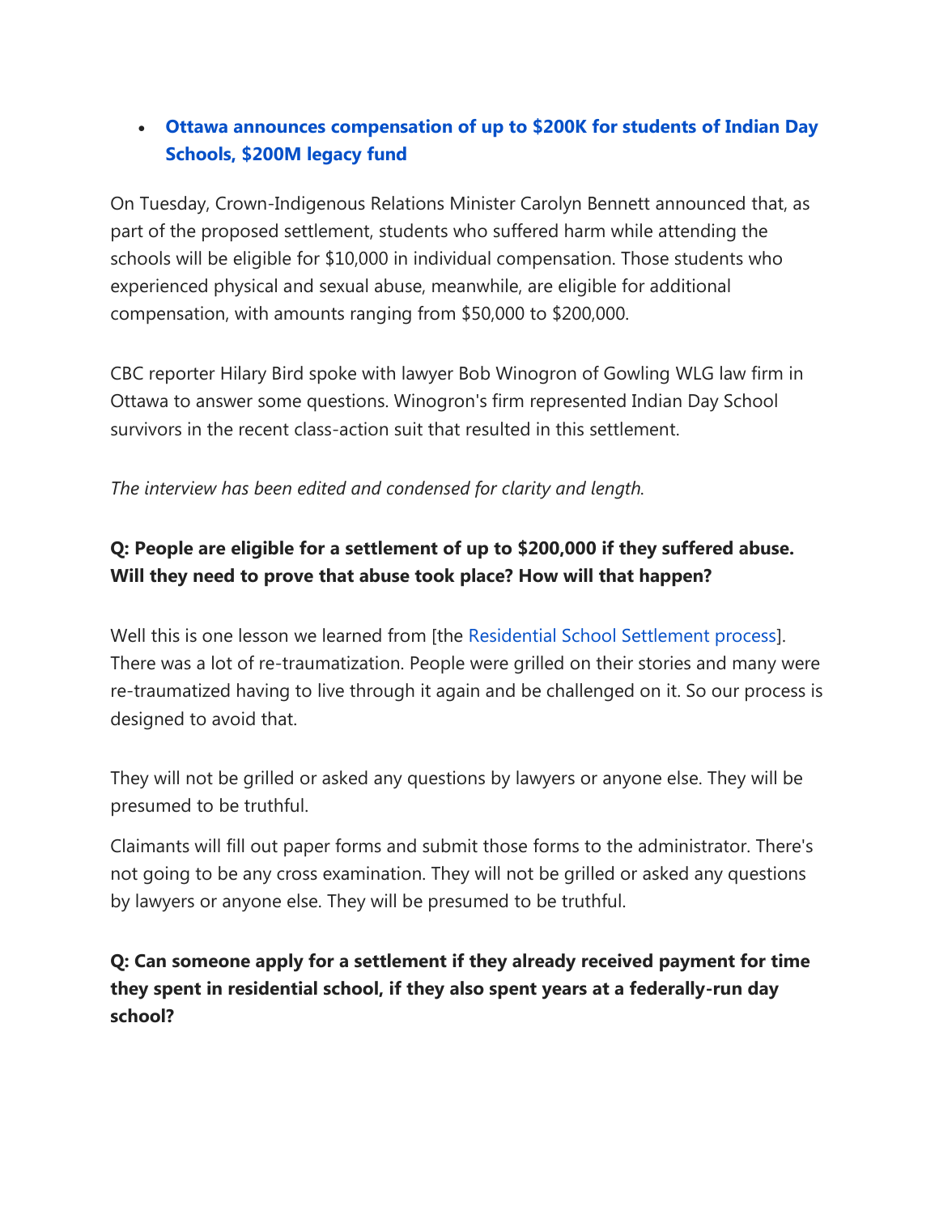- **Ottawa announces compensation of up to $200K for students of Indian Day Schools, $200M legacy fund**

On Tuesday, Crown-Indigenous Relations Minister Carolyn Bennett announced that, as part of the proposed settlement, students who suffered harm while attending the schools will be eligible for $10,000 in individual compensation. Those students who experienced physical and sexual abuse, meanwhile, are eligible for additional compensation, with amounts ranging from $50,000 to $200,000.

CBC reporter Hilary Bird spoke with lawyer Bob Winogron of Gowling WLG law firm in Ottawa to answer some questions. Winogron's firm represented Indian Day School survivors in the recent class-action suit that resulted in this settlement.

*The interview has been edited and condensed for clarity and length.*

**Q: People are eligible for a settlement of up to $200,000 if they suffered abuse. Will they need to prove that abuse took place? How will that happen?**

Well this is one lesson we learned from [the Residential School Settlement process]. There was a lot of re-traumatization. People were grilled on their stories and many were re-traumatized having to live through it again and be challenged on it. So our process is designed to avoid that.

They will not be grilled or asked any questions by lawyers or anyone else. They will be presumed to be truthful.

Claimants will fill out paper forms and submit those forms to the administrator. There's not going to be any cross examination. They will not be grilled or asked any questions by lawyers or anyone else. They will be presumed to be truthful.

**Q: Can someone apply for a settlement if they already received payment for time they spent in residential school, if they also spent years at a federally-run day school?**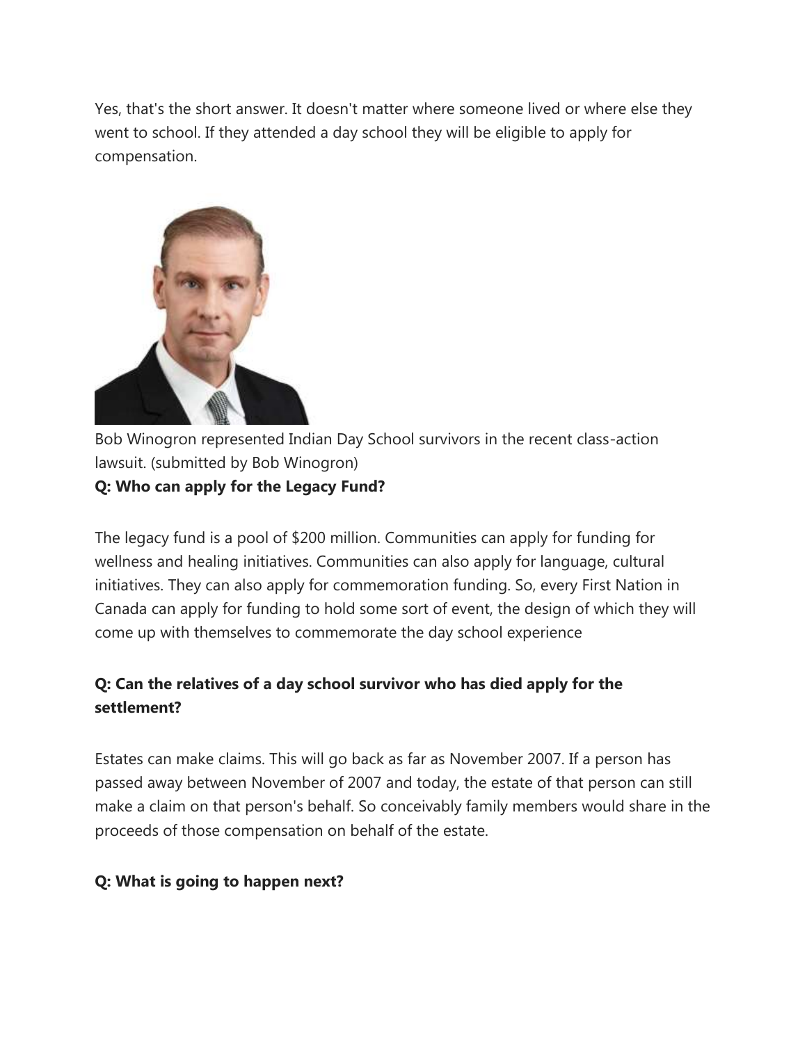Yes, that's the short answer. It doesn't matter where someone lived or where else they went to school. If they attended a day school they will be eligible to apply for compensation.

Bob Winogron represented Indian Day School survivors in the recent class-action lawsuit. (submitted by Bob Winogron)

**Q: Who can apply for the Legacy Fund?**

The legacy fund is a pool of $200 million. Communities can apply for funding for wellness and healing initiatives. Communities can also apply for language, cultural initiatives. They can also apply for commemoration funding. So, every First Nation in Canada can apply for funding to hold some sort of event, the design of which they will come up with themselves to commemorate the day school experience

**Q: Can the relatives of a day school survivor who has died apply for the settlement?**

Estates can make claims. This will go back as far as November 2007. If a person has passed away between November of 2007 and today, the estate of that person can still make a claim on that person's behalf. So conceivably family members would share in the proceeds of those compensation on behalf of the estate.

**Q: What is going to happen next?**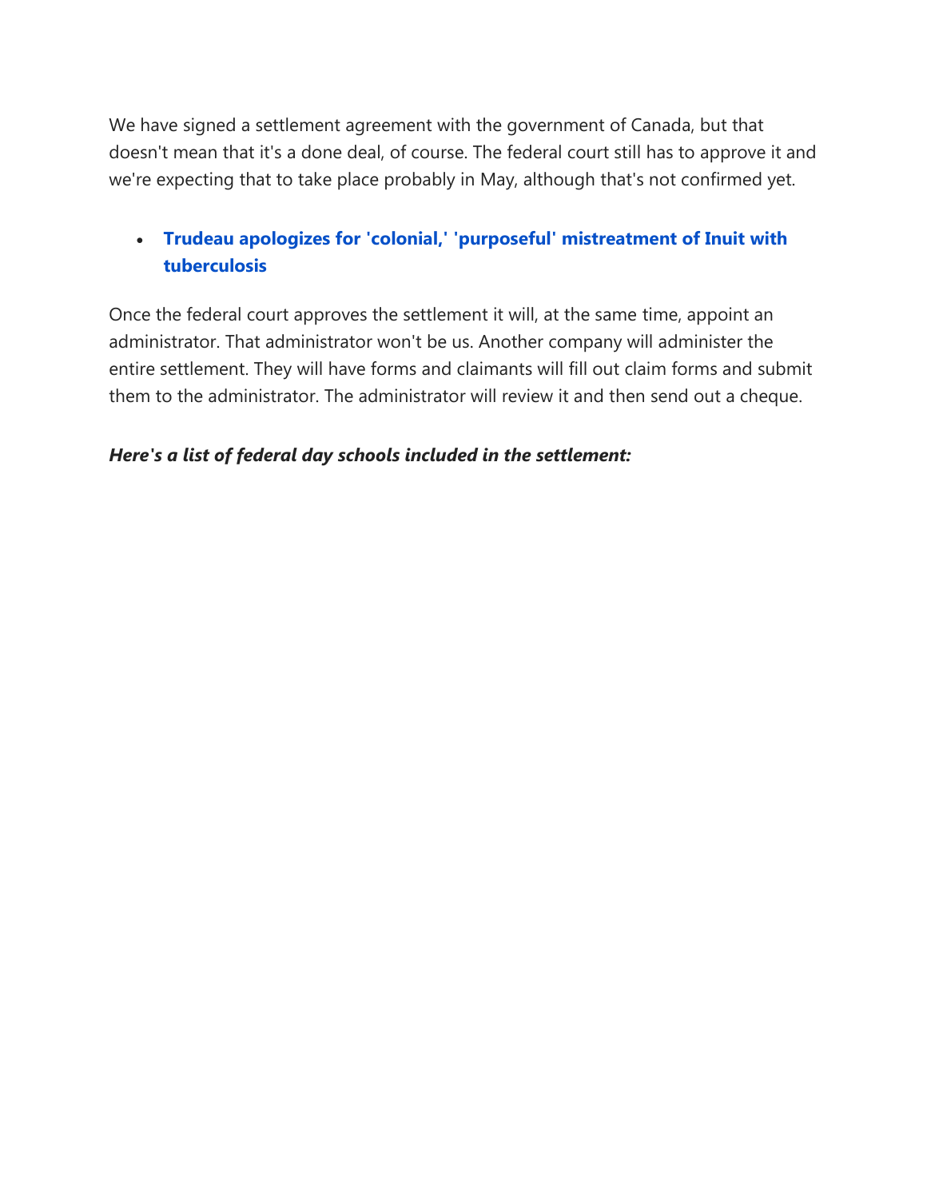We have signed a settlement agreement with the government of Canada, but that doesn't mean that it's a done deal, of course. The federal court still has to approve it and we're expecting that to take place probably in May, although that's not confirmed yet.

- **Trudeau apologizes for 'colonial,' 'purposeful' mistreatment of Inuit with tuberculosis**

Once the federal court approves the settlement it will, at the same time, appoint an administrator. That administrator won't be us. Another company will administer the entire settlement. They will have forms and claimants will fill out claim forms and submit them to the administrator. The administrator will review it and then send out a cheque.

***Here's a list of federal day schools included in the settlement:***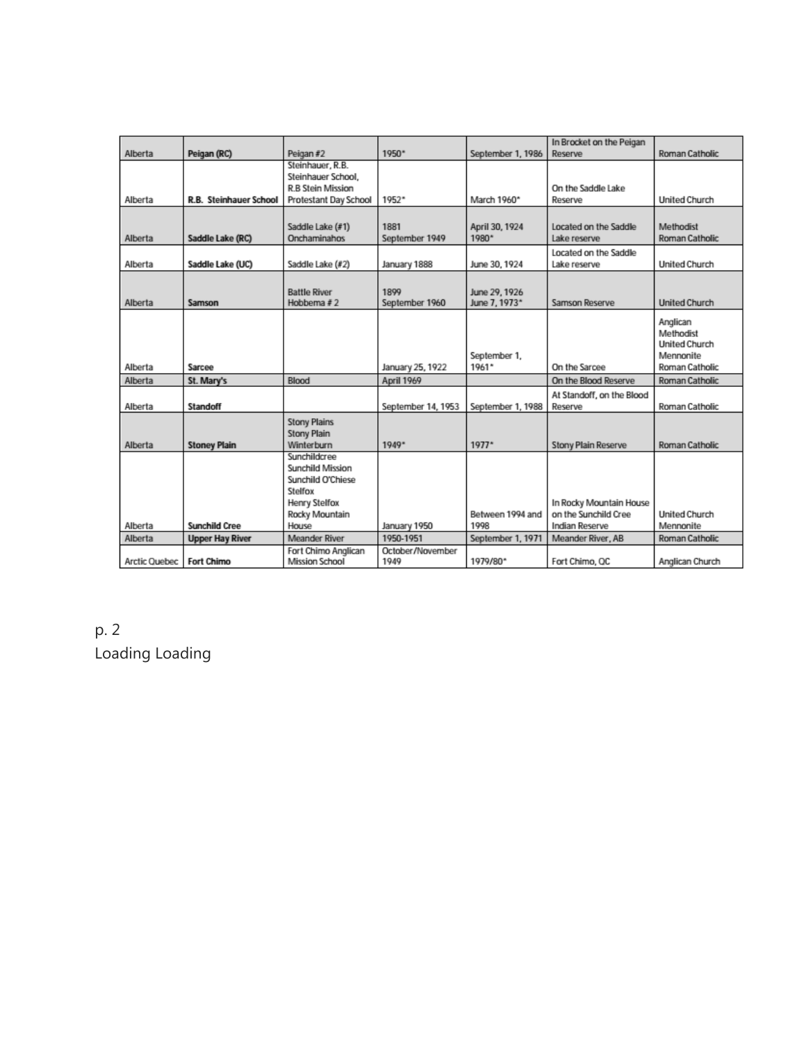| | | | | | | |
|---|---|---|---|---|---|---|
| Alberta | **Peigan (RC)** | Peigan #2 | 1950* | September 1, 1986 | In Brocket on the Peigan Reserve | Roman Catholic |
| Alberta | **R.B. Steinhauer School** | Steinhauer, R.B. Steinhauer School, R.B Stein Mission Protestant Day School | 1952* | March 1960* | On the Saddle Lake Reserve | United Church |
| Alberta | **Saddle Lake (RC)** | Saddle Lake (#1) Onchaminahos | 1881 September 1949 | April 30, 1924 1980* | Located on the Saddle Lake reserve | Methodist Roman Catholic |
| Alberta | **Saddle Lake (UC)** | Saddle Lake (#2) | January 1888 | June 30, 1924 | Located on the Saddle Lake reserve | United Church |
| Alberta | **Samson** | Battle River Hobbema # 2 | 1899 September 1960 | June 29, 1926 June 7, 1973* | Samson Reserve | United Church |
| Alberta | **Sarcee** | | January 25, 1922 | September 1, 1961* | On the Sarcee | Anglican Methodist United Church Mennonite Roman Catholic |
| Alberta | **St. Mary's** | Blood | April 1969 | | On the Blood Reserve | Roman Catholic |
| Alberta | **Standoff** | | September 14, 1953 | September 1, 1988 | At Standoff, on the Blood Reserve | Roman Catholic |
| Alberta | **Stoney Plain** | Stony Plains Stony Plain Winterburn | 1949* | 1977* | Stony Plain Reserve | Roman Catholic |
| Alberta | **Sunchild Cree** | Sunchildcree Sunchild Mission Sunchild O'Chiese Stelfox Henry Stelfox Rocky Mountain House | January 1950 | Between 1994 and 1998 | In Rocky Mountain House on the Sunchild Cree Indian Reserve | United Church Mennonite |
| Alberta | **Upper Hay River** | Meander River | 1950-1951 | September 1, 1971 | Meander River, AB | Roman Catholic |
| Arctic Quebec | **Fort Chimo** | Fort Chimo Anglican Mission School | October/November 1949 | 1979/80* | Fort Chimo, QC | Anglican Church |

p. 2
Loading Loading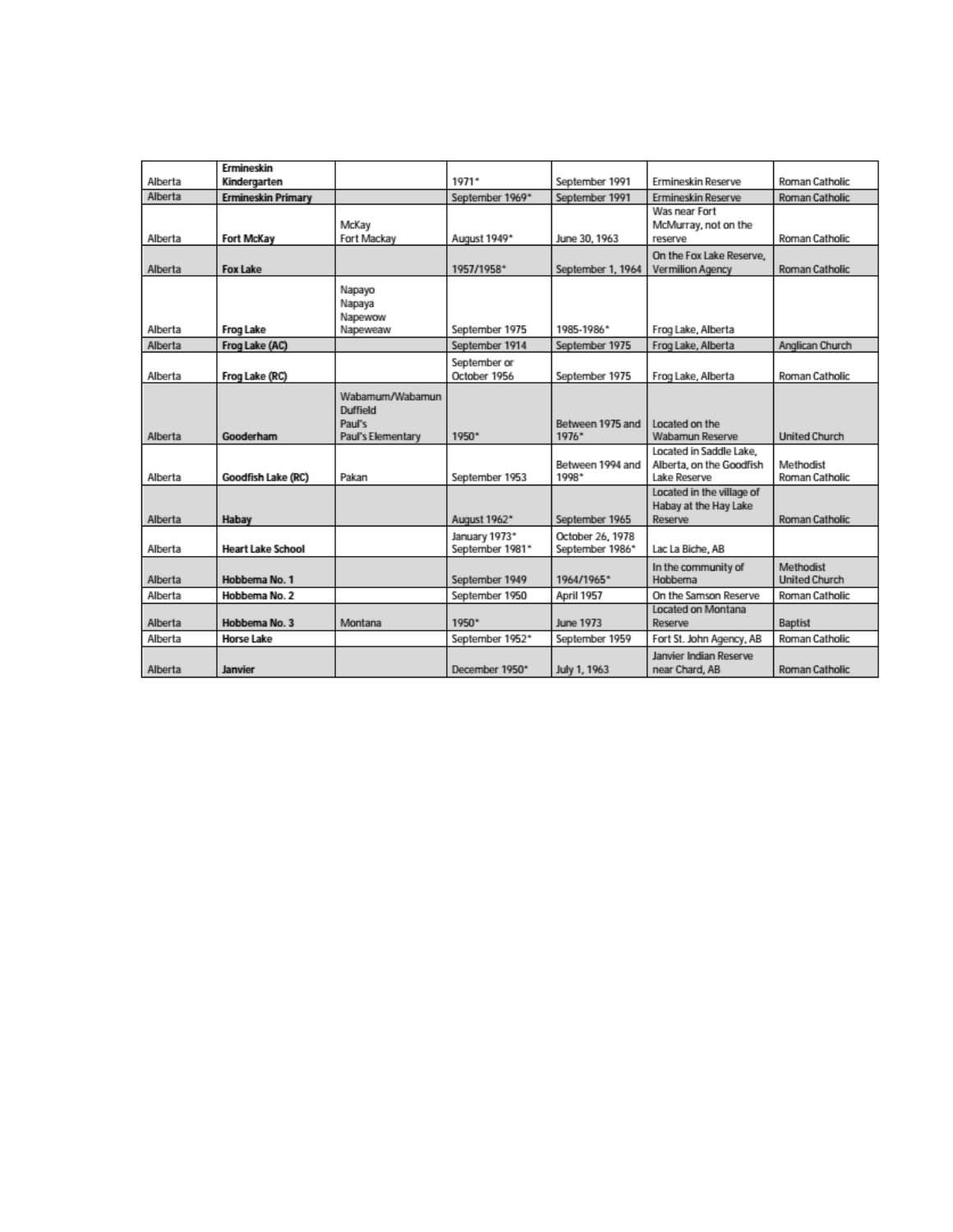| | | | | | | |
|---|---|---|---|---|---|---|
| Alberta | **Ermineskin Kindergarten** | | 1971* | September 1991 | Ermineskin Reserve | Roman Catholic |
| Alberta | **Ermineskin Primary** | | September 1969* | September 1991 | Ermineskin Reserve | Roman Catholic |
| Alberta | **Fort McKay** | McKay<br>Fort Mackay | August 1949* | June 30, 1963 | Was near Fort McMurray, not on the reserve | Roman Catholic |
| Alberta | **Fox Lake** | | 1957/1958* | September 1, 1964 | On the Fox Lake Reserve, Vermilion Agency | Roman Catholic |
| Alberta | **Frog Lake** | Napayo<br>Napaya<br>Napewow<br>Napeweaw | September 1975 | 1985-1986* | Frog Lake, Alberta | |
| Alberta | **Frog Lake (AC)** | | September 1914 | September 1975 | Frog Lake, Alberta | Anglican Church |
| Alberta | **Frog Lake (RC)** | | September or October 1956 | September 1975 | Frog Lake, Alberta | Roman Catholic |
| Alberta | **Gooderham** | Wabamum/Wabamun<br>Duffield<br>Paul's<br>Paul's Elementary | 1950* | Between 1975 and 1976* | Located on the Wabamun Reserve | United Church |
| Alberta | **Goodfish Lake (RC)** | Pakan | September 1953 | Between 1994 and 1998* | Located in Saddle Lake, Alberta, on the Goodfish Lake Reserve | Methodist<br>Roman Catholic |
| Alberta | **Habay** | | August 1962* | September 1965 | Located in the village of Habay at the Hay Lake Reserve | Roman Catholic |
| Alberta | **Heart Lake School** | | January 1973*<br>September 1981* | October 26, 1978<br>September 1986* | Lac La Biche, AB | |
| Alberta | **Hobbema No. 1** | | September 1949 | 1964/1965* | In the community of Hobbema | Methodist<br>United Church |
| Alberta | **Hobbema No. 2** | | September 1950 | April 1957 | On the Samson Reserve | Roman Catholic |
| Alberta | **Hobbema No. 3** | Montana | 1950* | June 1973 | Located on Montana Reserve | Baptist |
| Alberta | **Horse Lake** | | September 1952* | September 1959 | Fort St. John Agency, AB | Roman Catholic |
| Alberta | **Janvier** | | December 1950* | July 1, 1963 | Janvier Indian Reserve near Chard, AB | Roman Catholic |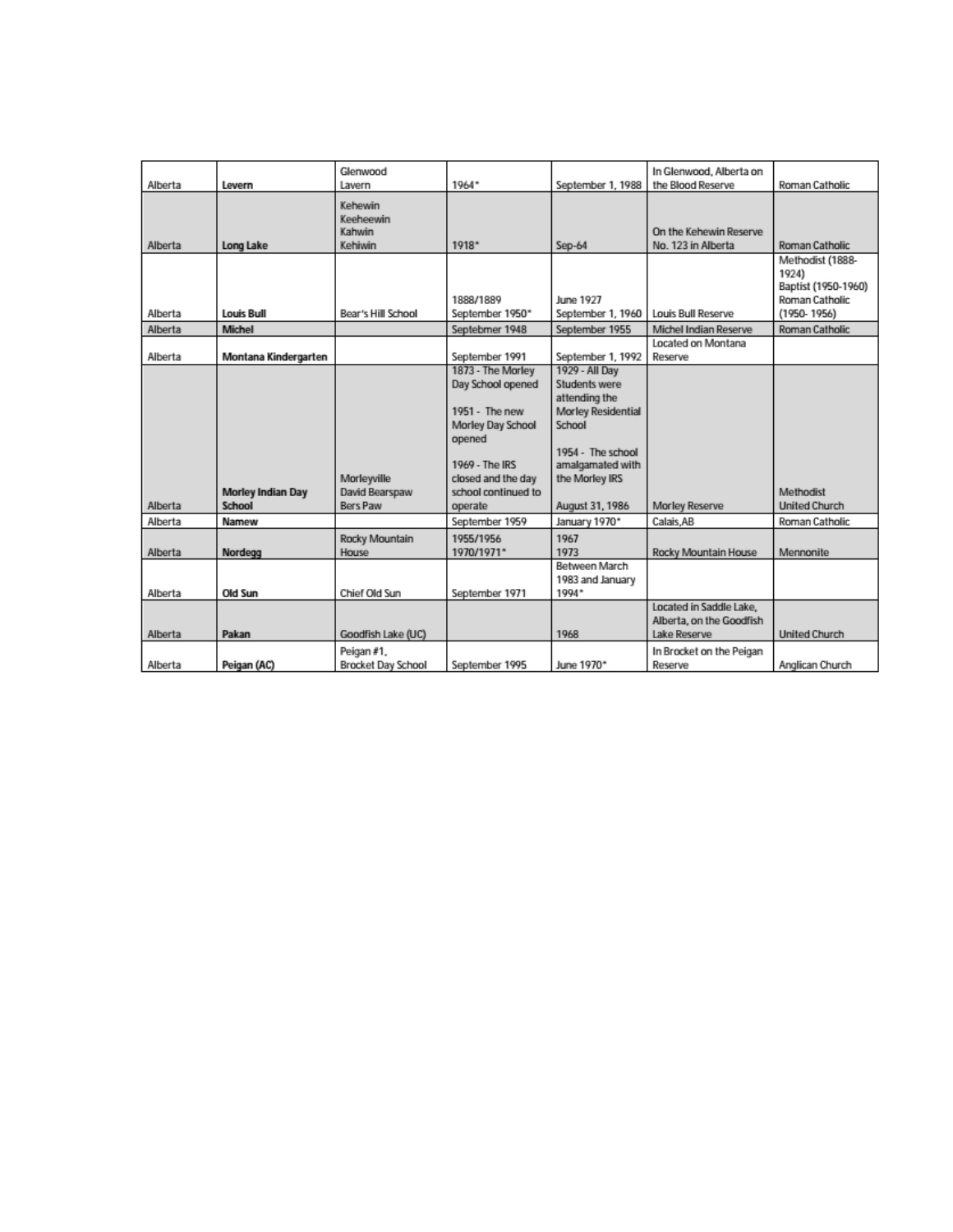| | | | | | | |
|---|---|---|---|---|---|---|
| Alberta | **Levern** | Glenwood Lavern | 1964* | September 1, 1988 | In Glenwood, Alberta on the Blood Reserve | Roman Catholic |
| Alberta | **Long Lake** | Kehewin Keeheewin Kahwin Kehiwin | 1918* | Sep-64 | On the Kehewin Reserve No. 123 in Alberta | Roman Catholic |
| Alberta | **Louis Bull** | Bear's Hill School | 1888/1889 September 1950* | June 1927 September 1, 1960 | Louis Bull Reserve | Methodist (1888-1924) Baptist (1950-1960) Roman Catholic (1950- 1956) |
| Alberta | **Michel** | | Septebmer 1948 | September 1955 | Michel Indian Reserve | Roman Catholic |
| Alberta | **Montana Kindergarten** | | September 1991 | September 1, 1992 | Located on Montana Reserve | |
| Alberta | **Morley Indian Day School** | Morleyville David Bearspaw Bers Paw | 1873 - The Morley Day School opened<br><br>1951 - The new Morley Day School opened<br><br>1969 - The IRS closed and the day school continued to operate | 1929 - All Day Students were attending the Morley Residential School<br><br>1954 - The school amalgamated with the Morley IRS<br><br>August 31, 1986 | Morley Reserve | Methodist United Church |
| Alberta | **Namew** | | September 1959 | January 1970* | Calais,AB | Roman Catholic |
| Alberta | **Nordegg** | Rocky Mountain House | 1955/1956 1970/1971* | 1967 1973 | Rocky Mountain House | Mennonite |
| Alberta | **Old Sun** | Chief Old Sun | September 1971 | Between March 1983 and January 1994* | | |
| Alberta | **Pakan** | Goodfish Lake (UC) | | 1968 | Located in Saddle Lake, Alberta, on the Goodfish Lake Reserve | United Church |
| Alberta | **Peigan (AC)** | Peigan #1, Brocket Day School | September 1995 | June 1970* | In Brocket on the Peigan Reserve | Anglican Church |